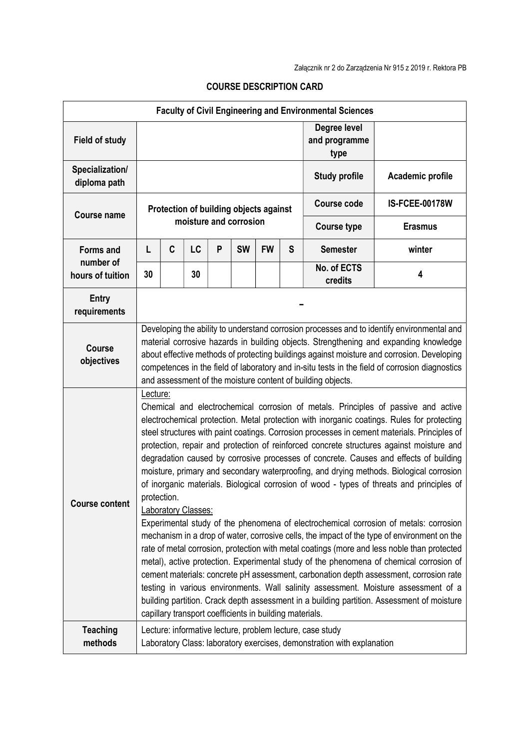Załącznik nr 2 do Zarządzenia Nr 915 z 2019 r. Rektora PB

# COURSE DESCRIPTION CARD

| **Faculty of Civil Engineering and Environmental Sciences** | | | | | | | | | |
|---|---|---|---|---|---|---|---|---|---|
| **Field of study** | | | | | | | | **Degree level and programme type** | |
| **Specialization/ diploma path** | | | | | | | | **Study profile** | **Academic profile** |
| **Course name** | Protection of building objects against moisture and corrosion | | | | | | | **Course code** | **IS-FCEE-00178W** |
| | | | | | | | | **Course type** | **Erasmus** |
| **Forms and number of hours of tuition** | **L** | **C** | **LC** | **P** | **SW** | **FW** | **S** | **Semester** | **winter** |
| | 30 | | 30 | | | | | **No. of ECTS credits** | **4** |
| **Entry requirements** | – | | | | | | | | |
| **Course objectives** | Developing the ability to understand corrosion processes and to identify environmental and material corrosive hazards in building objects. Strengthening and expanding knowledge about effective methods of protecting buildings against moisture and corrosion. Developing competences in the field of laboratory and in-situ tests in the field of corrosion diagnostics and assessment of the moisture content of building objects. | | | | | | | | |
| **Course content** | Lecture: Chemical and electrochemical corrosion of metals. Principles of passive and active electrochemical protection. Metal protection with inorganic coatings. Rules for protecting steel structures with paint coatings. Corrosion processes in cement materials. Principles of protection, repair and protection of reinforced concrete structures against moisture and degradation caused by corrosive processes of concrete. Causes and effects of building moisture, primary and secondary waterproofing, and drying methods. Biological corrosion of inorganic materials. Biological corrosion of wood - types of threats and principles of protection. Laboratory Classes: Experimental study of the phenomena of electrochemical corrosion of metals: corrosion mechanism in a drop of water, corrosive cells, the impact of the type of environment on the rate of metal corrosion, protection with metal coatings (more and less noble than protected metal), active protection. Experimental study of the phenomena of chemical corrosion of cement materials: concrete pH assessment, carbonation depth assessment, corrosion rate testing in various environments. Wall salinity assessment. Moisture assessment of a building partition. Crack depth assessment in a building partition. Assessment of moisture capillary transport coefficients in building materials. | | | | | | | | |
| **Teaching methods** | Lecture: informative lecture, problem lecture, case study<br>Laboratory Class: laboratory exercises, demonstration with explanation | | | | | | | | |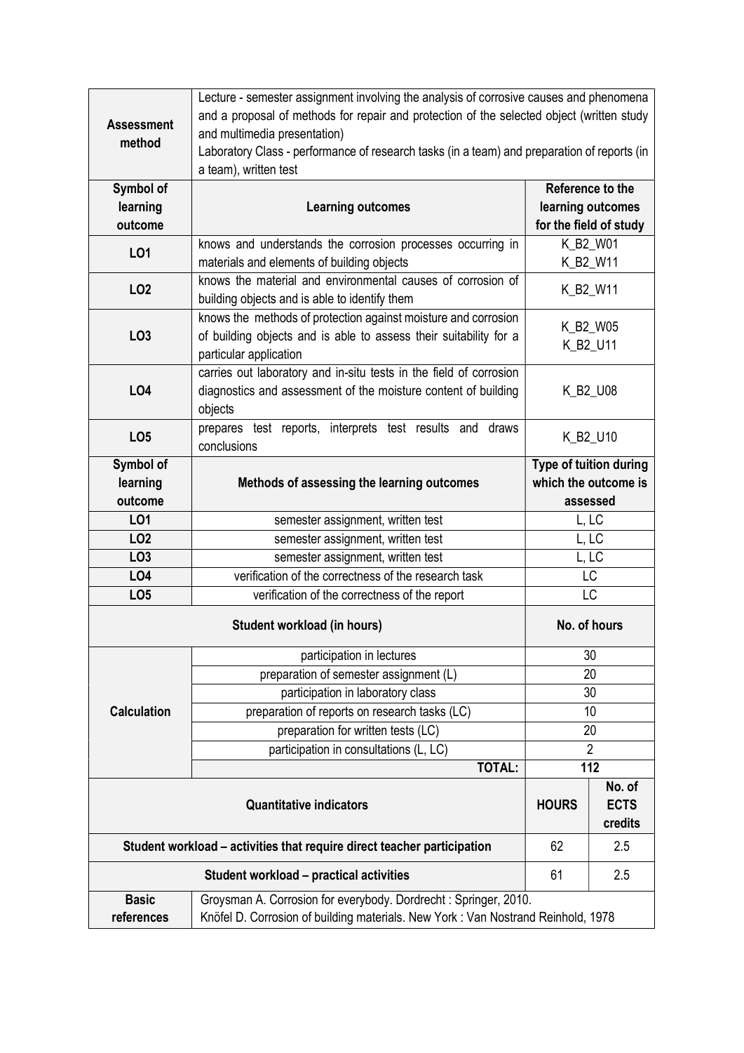| | | | |
|---|---|---|---|
| **Assessment method** | Lecture - semester assignment involving the analysis of corrosive causes and phenomena and a proposal of methods for repair and protection of the selected object (written study and multimedia presentation)<br>Laboratory Class - performance of research tasks (in a team) and preparation of reports (in a team), written test | | |
| **Symbol of learning outcome** | **Learning outcomes** | **Reference to the learning outcomes for the field of study** | |
| **LO1** | knows and understands the corrosion processes occurring in materials and elements of building objects | K_B2_W01<br>K_B2_W11 | |
| **LO2** | knows the material and environmental causes of corrosion of building objects and is able to identify them | K_B2_W11 | |
| **LO3** | knows the methods of protection against moisture and corrosion of building objects and is able to assess their suitability for a particular application | K_B2_W05<br>K_B2_U11 | |
| **LO4** | carries out laboratory and in-situ tests in the field of corrosion diagnostics and assessment of the moisture content of building objects | K_B2_U08 | |
| **LO5** | prepares test reports, interprets test results and draws conclusions | K_B2_U10 | |
| **Symbol of learning outcome** | **Methods of assessing the learning outcomes** | **Type of tuition during which the outcome is assessed** | |
| **LO1** | semester assignment, written test | L, LC | |
| **LO2** | semester assignment, written test | L, LC | |
| **LO3** | semester assignment, written test | L, LC | |
| **LO4** | verification of the correctness of the research task | LC | |
| **LO5** | verification of the correctness of the report | LC | |
| **Student workload (in hours)** | | **No. of hours** | |
| **Calculation** | participation in lectures | 30 | |
| | preparation of semester assignment (L) | 20 | |
| | participation in laboratory class | 30 | |
| | preparation of reports on research tasks (LC) | 10 | |
| | preparation for written tests (LC) | 20 | |
| | participation in consultations (L, LC) | 2 | |
| | **TOTAL:** | **112** | |
| **Quantitative indicators** | | **HOURS** | **No. of ECTS credits** |
| **Student workload – activities that require direct teacher participation** | | 62 | 2.5 |
| **Student workload – practical activities** | | 61 | 2.5 |
| **Basic references** | Groysman A. Corrosion for everybody. Dordrecht : Springer, 2010.<br>Knöfel D. Corrosion of building materials. New York : Van Nostrand Reinhold, 1978 | | |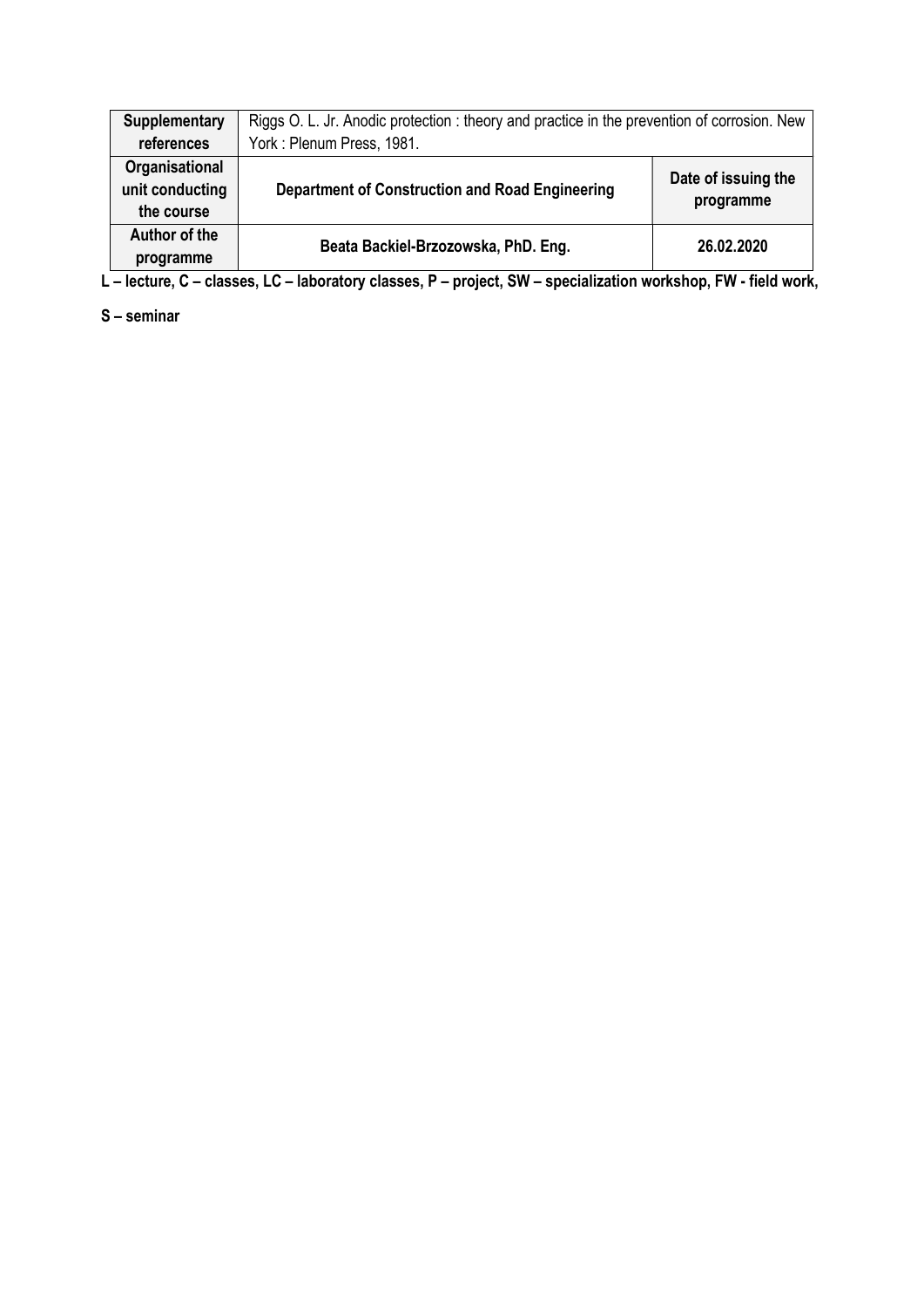| | | |
|---|---|---|
| **Supplementary references** | Riggs O. L. Jr. Anodic protection : theory and practice in the prevention of corrosion. New York : Plenum Press, 1981. | |
| **Organisational unit conducting the course** | **Department of Construction and Road Engineering** | **Date of issuing the programme** |
| **Author of the programme** | **Beata Backiel-Brzozowska, PhD. Eng.** | **26.02.2020** |

**L – lecture, C – classes, LC – laboratory classes, P – project, SW – specialization workshop, FW - field work, S – seminar**